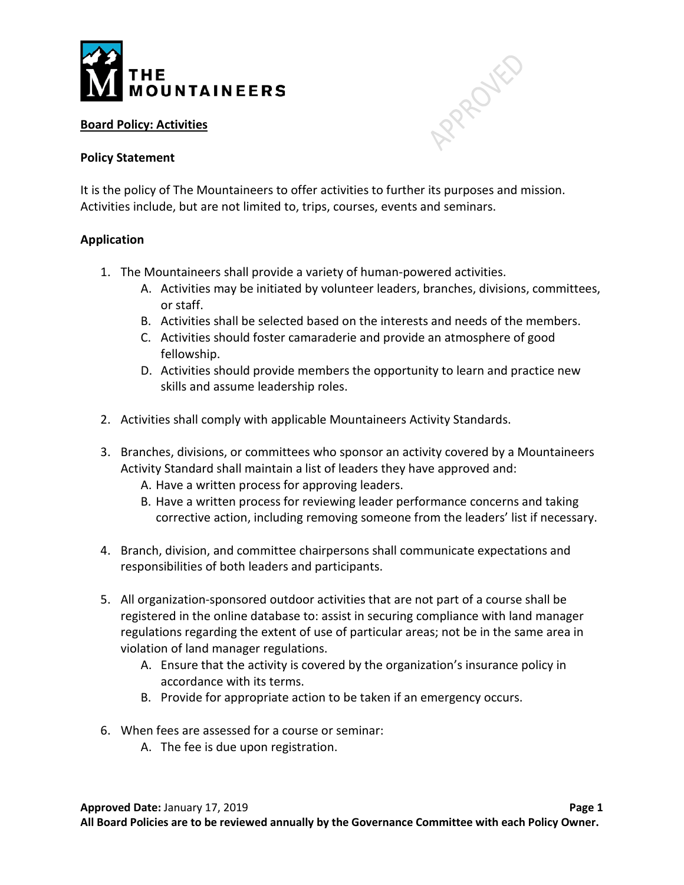**THE MOUNTAINEERS**

APPROVED

## Board Policy: Activities

### Policy Statement

It is the policy of The Mountaineers to offer activities to further its purposes and mission. Activities include, but are not limited to, trips, courses, events and seminars.

### Application

1. The Mountaineers shall provide a variety of human-powered activities.
   A. Activities may be initiated by volunteer leaders, branches, divisions, committees, or staff.
   B. Activities shall be selected based on the interests and needs of the members.
   C. Activities should foster camaraderie and provide an atmosphere of good fellowship.
   D. Activities should provide members the opportunity to learn and practice new skills and assume leadership roles.

2. Activities shall comply with applicable Mountaineers Activity Standards.

3. Branches, divisions, or committees who sponsor an activity covered by a Mountaineers Activity Standard shall maintain a list of leaders they have approved and:
   A. Have a written process for approving leaders.
   B. Have a written process for reviewing leader performance concerns and taking corrective action, including removing someone from the leaders' list if necessary.

4. Branch, division, and committee chairpersons shall communicate expectations and responsibilities of both leaders and participants.

5. All organization-sponsored outdoor activities that are not part of a course shall be registered in the online database to: assist in securing compliance with land manager regulations regarding the extent of use of particular areas; not be in the same area in violation of land manager regulations.
   A. Ensure that the activity is covered by the organization's insurance policy in accordance with its terms.
   B. Provide for appropriate action to be taken if an emergency occurs.

6. When fees are assessed for a course or seminar:
   A. The fee is due upon registration.

**Approved Date:** January 17, 2019

**All Board Policies are to be reviewed annually by the Governance Committee with each Policy Owner.**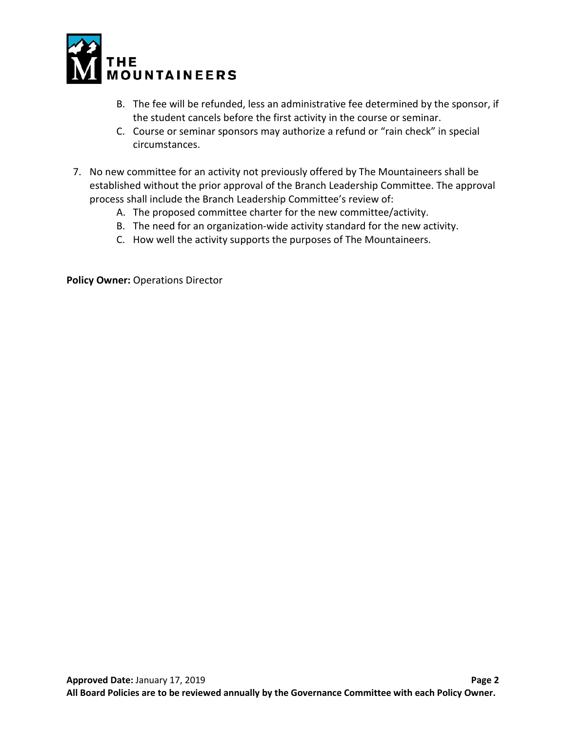B. The fee will be refunded, less an administrative fee determined by the sponsor, if the student cancels before the first activity in the course or seminar.
   C. Course or seminar sponsors may authorize a refund or "rain check" in special circumstances.

7. No new committee for an activity not previously offered by The Mountaineers shall be established without the prior approval of the Branch Leadership Committee. The approval process shall include the Branch Leadership Committee's review of:
   A. The proposed committee charter for the new committee/activity.
   B. The need for an organization-wide activity standard for the new activity.
   C. How well the activity supports the purposes of The Mountaineers.

**Policy Owner:** Operations Director

**Approved Date:** January 17, 2019

**All Board Policies are to be reviewed annually by the Governance Committee with each Policy Owner.**